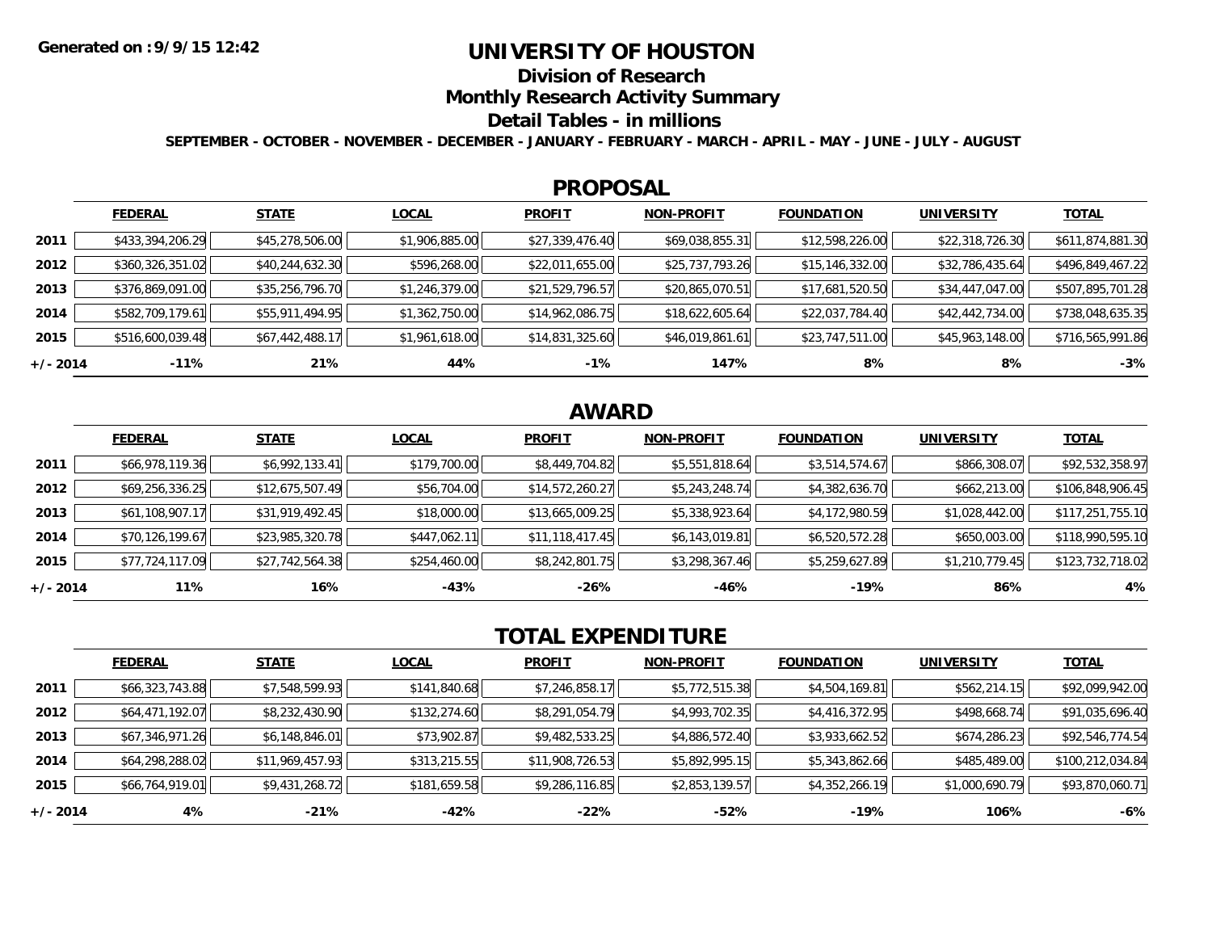Generated on :9/9/15 12:42

# UNIVERSITY OF HOUSTON

## Division of Research

## Monthly Research Activity Summary

## Detail Tables - in millions

SEPTEMBER - OCTOBER - NOVEMBER - DECEMBER - JANUARY - FEBRUARY - MARCH - APRIL - MAY - JUNE - JULY - AUGUST

## PROPOSAL

| | FEDERAL | STATE | LOCAL | PROFIT | NON-PROFIT | FOUNDATION | UNIVERSITY | TOTAL |
|---|---|---|---|---|---|---|---|---|
| 2011 | $433,394,206.29 | $45,278,506.00 | $1,906,885.00 | $27,339,476.40 | $69,038,855.31 | $12,598,226.00 | $22,318,726.30 | $611,874,881.30 |
| 2012 | $360,326,351.02 | $40,244,632.30 | $596,268.00 | $22,011,655.00 | $25,737,793.26 | $15,146,332.00 | $32,786,435.64 | $496,849,467.22 |
| 2013 | $376,869,091.00 | $35,256,796.70 | $1,246,379.00 | $21,529,796.57 | $20,865,070.51 | $17,681,520.50 | $34,447,047.00 | $507,895,701.28 |
| 2014 | $582,709,179.61 | $55,911,494.95 | $1,362,750.00 | $14,962,086.75 | $18,622,605.64 | $22,037,784.40 | $42,442,734.00 | $738,048,635.35 |
| 2015 | $516,600,039.48 | $67,442,488.17 | $1,961,618.00 | $14,831,325.60 | $46,019,861.61 | $23,747,511.00 | $45,963,148.00 | $716,565,991.86 |
| +/- 2014 | -11% | 21% | 44% | -1% | 147% | 8% | 8% | -3% |

## AWARD

| | FEDERAL | STATE | LOCAL | PROFIT | NON-PROFIT | FOUNDATION | UNIVERSITY | TOTAL |
|---|---|---|---|---|---|---|---|---|
| 2011 | $66,978,119.36 | $6,992,133.41 | $179,700.00 | $8,449,704.82 | $5,551,818.64 | $3,514,574.67 | $866,308.07 | $92,532,358.97 |
| 2012 | $69,256,336.25 | $12,675,507.49 | $56,704.00 | $14,572,260.27 | $5,243,248.74 | $4,382,636.70 | $662,213.00 | $106,848,906.45 |
| 2013 | $61,108,907.17 | $31,919,492.45 | $18,000.00 | $13,665,009.25 | $5,338,923.64 | $4,172,980.59 | $1,028,442.00 | $117,251,755.10 |
| 2014 | $70,126,199.67 | $23,985,320.78 | $447,062.11 | $11,118,417.45 | $6,143,019.81 | $6,520,572.28 | $650,003.00 | $118,990,595.10 |
| 2015 | $77,724,117.09 | $27,742,564.38 | $254,460.00 | $8,242,801.75 | $3,298,367.46 | $5,259,627.89 | $1,210,779.45 | $123,732,718.02 |
| +/- 2014 | 11% | 16% | -43% | -26% | -46% | -19% | 86% | 4% |

## TOTAL EXPENDITURE

| | FEDERAL | STATE | LOCAL | PROFIT | NON-PROFIT | FOUNDATION | UNIVERSITY | TOTAL |
|---|---|---|---|---|---|---|---|---|
| 2011 | $66,323,743.88 | $7,548,599.93 | $141,840.68 | $7,246,858.17 | $5,772,515.38 | $4,504,169.81 | $562,214.15 | $92,099,942.00 |
| 2012 | $64,471,192.07 | $8,232,430.90 | $132,274.60 | $8,291,054.79 | $4,993,702.35 | $4,416,372.95 | $498,668.74 | $91,035,696.40 |
| 2013 | $67,346,971.26 | $6,148,846.01 | $73,902.87 | $9,482,533.25 | $4,886,572.40 | $3,933,662.52 | $674,286.23 | $92,546,774.54 |
| 2014 | $64,298,288.02 | $11,969,457.93 | $313,215.55 | $11,908,726.53 | $5,892,995.15 | $5,343,862.66 | $485,489.00 | $100,212,034.84 |
| 2015 | $66,764,919.01 | $9,431,268.72 | $181,659.58 | $9,286,116.85 | $2,853,139.57 | $4,352,266.19 | $1,000,690.79 | $93,870,060.71 |
| +/- 2014 | 4% | -21% | -42% | -22% | -52% | -19% | 106% | -6% |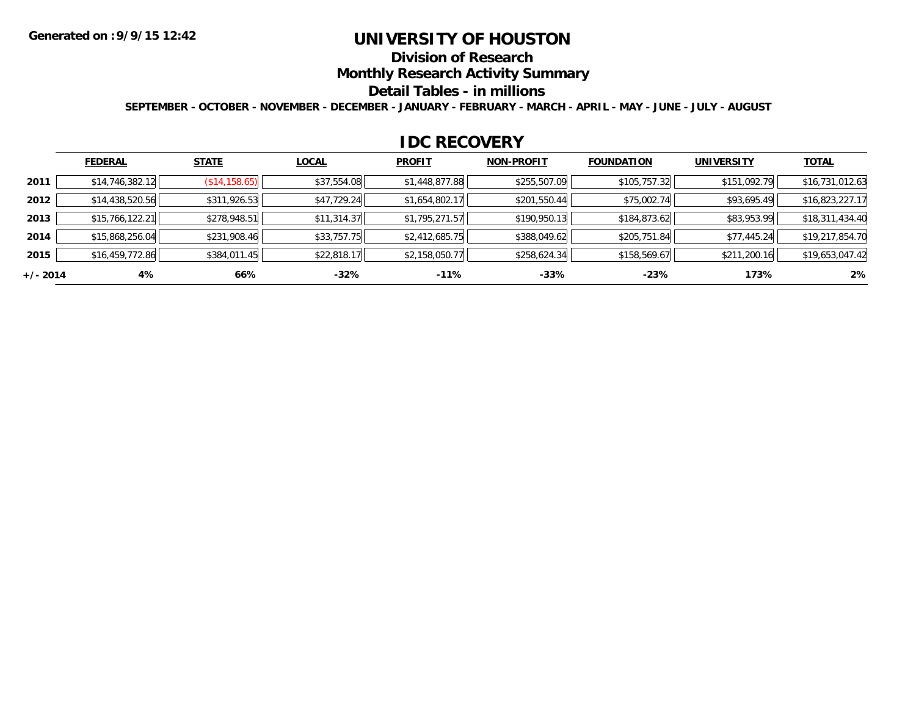Generated on :9/9/15 12:42

# UNIVERSITY OF HOUSTON

## Division of Research

## Monthly Research Activity Summary

## Detail Tables - in millions

SEPTEMBER - OCTOBER - NOVEMBER - DECEMBER - JANUARY - FEBRUARY - MARCH - APRIL - MAY - JUNE - JULY - AUGUST

## IDC RECOVERY

| | FEDERAL | STATE | LOCAL | PROFIT | NON-PROFIT | FOUNDATION | UNIVERSITY | TOTAL |
|---|---|---|---|---|---|---|---|---|
| 2011 | $14,746,382.12 | ($14,158.65) | $37,554.08 | $1,448,877.88 | $255,507.09 | $105,757.32 | $151,092.79 | $16,731,012.63 |
| 2012 | $14,438,520.56 | $311,926.53 | $47,729.24 | $1,654,802.17 | $201,550.44 | $75,002.74 | $93,695.49 | $16,823,227.17 |
| 2013 | $15,766,122.21 | $278,948.51 | $11,314.37 | $1,795,271.57 | $190,950.13 | $184,873.62 | $83,953.99 | $18,311,434.40 |
| 2014 | $15,868,256.04 | $231,908.46 | $33,757.75 | $2,412,685.75 | $388,049.62 | $205,751.84 | $77,445.24 | $19,217,854.70 |
| 2015 | $16,459,772.86 | $384,011.45 | $22,818.17 | $2,158,050.77 | $258,624.34 | $158,569.67 | $211,200.16 | $19,653,047.42 |
| +/- 2014 | 4% | 66% | -32% | -11% | -33% | -23% | 173% | 2% |